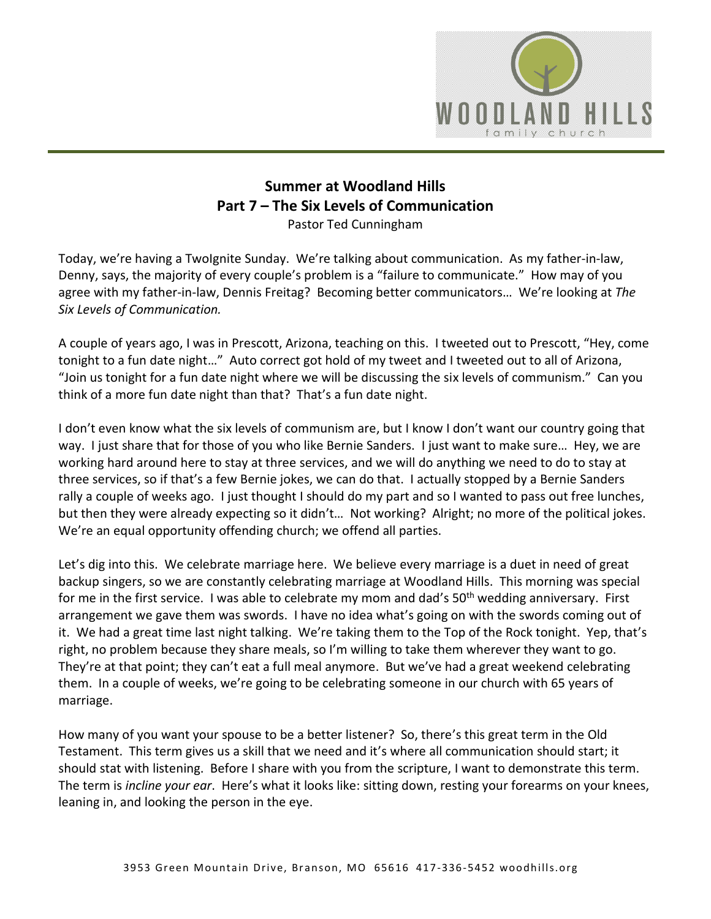# Summer at Woodland Hills
## Part 7 – The Six Levels of Communication

Pastor Ted Cunningham

Today, we're having a TwoIgnite Sunday. We're talking about communication. As my father-in-law, Denny, says, the majority of every couple's problem is a "failure to communicate." How may of you agree with my father-in-law, Dennis Freitag? Becoming better communicators… We're looking at *The Six Levels of Communication.*

A couple of years ago, I was in Prescott, Arizona, teaching on this. I tweeted out to Prescott, "Hey, come tonight to a fun date night…" Auto correct got hold of my tweet and I tweeted out to all of Arizona, "Join us tonight for a fun date night where we will be discussing the six levels of communism." Can you think of a more fun date night than that? That's a fun date night.

I don't even know what the six levels of communism are, but I know I don't want our country going that way. I just share that for those of you who like Bernie Sanders. I just want to make sure… Hey, we are working hard around here to stay at three services, and we will do anything we need to do to stay at three services, so if that's a few Bernie jokes, we can do that. I actually stopped by a Bernie Sanders rally a couple of weeks ago. I just thought I should do my part and so I wanted to pass out free lunches, but then they were already expecting so it didn't… Not working? Alright; no more of the political jokes. We're an equal opportunity offending church; we offend all parties.

Let's dig into this. We celebrate marriage here. We believe every marriage is a duet in need of great backup singers, so we are constantly celebrating marriage at Woodland Hills. This morning was special for me in the first service. I was able to celebrate my mom and dad's 50th wedding anniversary. First arrangement we gave them was swords. I have no idea what's going on with the swords coming out of it. We had a great time last night talking. We're taking them to the Top of the Rock tonight. Yep, that's right, no problem because they share meals, so I'm willing to take them wherever they want to go. They're at that point; they can't eat a full meal anymore. But we've had a great weekend celebrating them. In a couple of weeks, we're going to be celebrating someone in our church with 65 years of marriage.

How many of you want your spouse to be a better listener? So, there's this great term in the Old Testament. This term gives us a skill that we need and it's where all communication should start; it should stat with listening. Before I share with you from the scripture, I want to demonstrate this term. The term is *incline your ear*. Here's what it looks like: sitting down, resting your forearms on your knees, leaning in, and looking the person in the eye.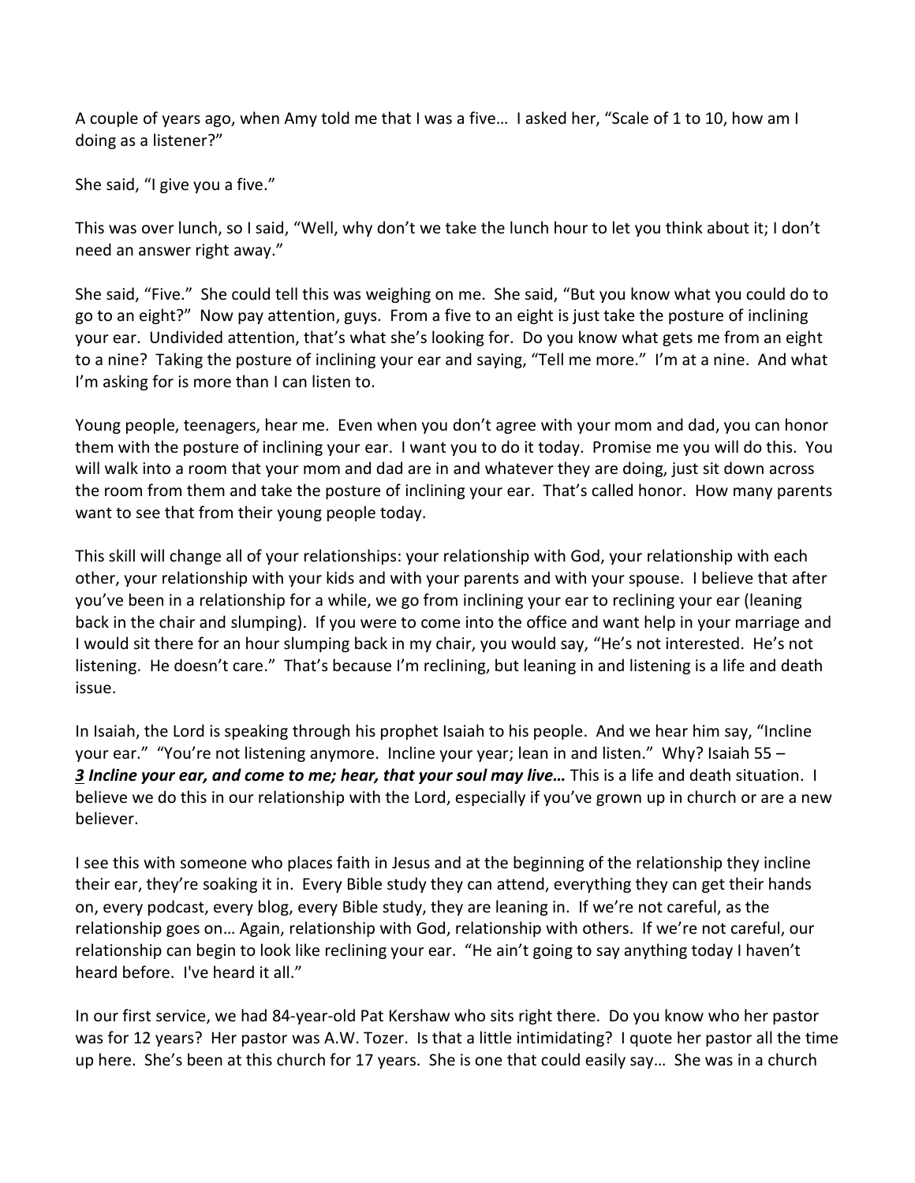A couple of years ago, when Amy told me that I was a five… I asked her, "Scale of 1 to 10, how am I doing as a listener?"

She said, "I give you a five."

This was over lunch, so I said, "Well, why don't we take the lunch hour to let you think about it; I don't need an answer right away."

She said, "Five." She could tell this was weighing on me. She said, "But you know what you could do to go to an eight?" Now pay attention, guys. From a five to an eight is just take the posture of inclining your ear. Undivided attention, that's what she's looking for. Do you know what gets me from an eight to a nine? Taking the posture of inclining your ear and saying, "Tell me more." I'm at a nine. And what I'm asking for is more than I can listen to.

Young people, teenagers, hear me. Even when you don't agree with your mom and dad, you can honor them with the posture of inclining your ear. I want you to do it today. Promise me you will do this. You will walk into a room that your mom and dad are in and whatever they are doing, just sit down across the room from them and take the posture of inclining your ear. That's called honor. How many parents want to see that from their young people today.

This skill will change all of your relationships: your relationship with God, your relationship with each other, your relationship with your kids and with your parents and with your spouse. I believe that after you've been in a relationship for a while, we go from inclining your ear to reclining your ear (leaning back in the chair and slumping). If you were to come into the office and want help in your marriage and I would sit there for an hour slumping back in my chair, you would say, "He's not interested. He's not listening. He doesn't care." That's because I'm reclining, but leaning in and listening is a life and death issue.

In Isaiah, the Lord is speaking through his prophet Isaiah to his people. And we hear him say, "Incline your ear." "You're not listening anymore. Incline your year; lean in and listen." Why? Isaiah 55 – ***3 Incline your ear, and come to me; hear, that your soul may live…*** This is a life and death situation. I believe we do this in our relationship with the Lord, especially if you've grown up in church or are a new believer.

I see this with someone who places faith in Jesus and at the beginning of the relationship they incline their ear, they're soaking it in. Every Bible study they can attend, everything they can get their hands on, every podcast, every blog, every Bible study, they are leaning in. If we're not careful, as the relationship goes on… Again, relationship with God, relationship with others. If we're not careful, our relationship can begin to look like reclining your ear. "He ain't going to say anything today I haven't heard before. I've heard it all."

In our first service, we had 84-year-old Pat Kershaw who sits right there. Do you know who her pastor was for 12 years? Her pastor was A.W. Tozer. Is that a little intimidating? I quote her pastor all the time up here. She's been at this church for 17 years. She is one that could easily say… She was in a church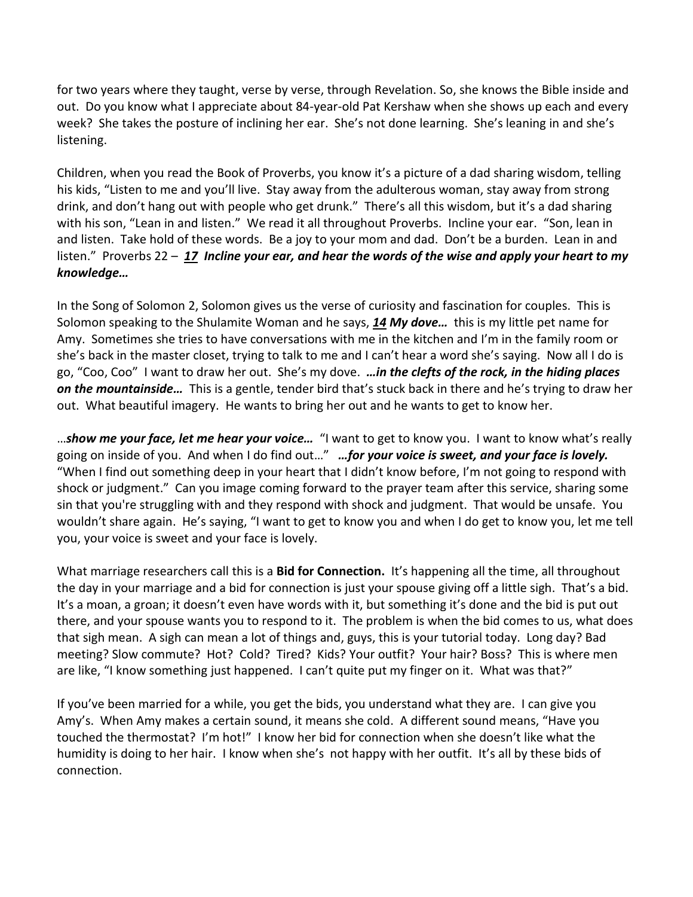for two years where they taught, verse by verse, through Revelation. So, she knows the Bible inside and out. Do you know what I appreciate about 84-year-old Pat Kershaw when she shows up each and every week? She takes the posture of inclining her ear. She's not done learning. She's leaning in and she's listening.

Children, when you read the Book of Proverbs, you know it's a picture of a dad sharing wisdom, telling his kids, "Listen to me and you'll live. Stay away from the adulterous woman, stay away from strong drink, and don't hang out with people who get drunk." There's all this wisdom, but it's a dad sharing with his son, "Lean in and listen." We read it all throughout Proverbs. Incline your ear. "Son, lean in and listen. Take hold of these words. Be a joy to your mom and dad. Don't be a burden. Lean in and listen." Proverbs 22 – ***<u>17</u> Incline your ear, and hear the words of the wise and apply your heart to my knowledge…***

In the Song of Solomon 2, Solomon gives us the verse of curiosity and fascination for couples. This is Solomon speaking to the Shulamite Woman and he says, ***<u>14</u> My dove…*** this is my little pet name for Amy. Sometimes she tries to have conversations with me in the kitchen and I'm in the family room or she's back in the master closet, trying to talk to me and I can't hear a word she's saying. Now all I do is go, "Coo, Coo" I want to draw her out. She's my dove. ***…in the clefts of the rock, in the hiding places on the mountainside…*** This is a gentle, tender bird that's stuck back in there and he's trying to draw her out. What beautiful imagery. He wants to bring her out and he wants to get to know her.

…***show me your face, let me hear your voice…*** "I want to get to know you. I want to know what's really going on inside of you. And when I do find out…" ***…for your voice is sweet, and your face is lovely.*** "When I find out something deep in your heart that I didn't know before, I'm not going to respond with shock or judgment." Can you image coming forward to the prayer team after this service, sharing some sin that you're struggling with and they respond with shock and judgment. That would be unsafe. You wouldn't share again. He's saying, "I want to get to know you and when I do get to know you, let me tell you, your voice is sweet and your face is lovely.

What marriage researchers call this is a **Bid for Connection.** It's happening all the time, all throughout the day in your marriage and a bid for connection is just your spouse giving off a little sigh. That's a bid. It's a moan, a groan; it doesn't even have words with it, but something it's done and the bid is put out there, and your spouse wants you to respond to it. The problem is when the bid comes to us, what does that sigh mean. A sigh can mean a lot of things and, guys, this is your tutorial today. Long day? Bad meeting? Slow commute? Hot? Cold? Tired? Kids? Your outfit? Your hair? Boss? This is where men are like, "I know something just happened. I can't quite put my finger on it. What was that?"

If you've been married for a while, you get the bids, you understand what they are. I can give you Amy's. When Amy makes a certain sound, it means she cold. A different sound means, "Have you touched the thermostat? I'm hot!" I know her bid for connection when she doesn't like what the humidity is doing to her hair. I know when she's not happy with her outfit. It's all by these bids of connection.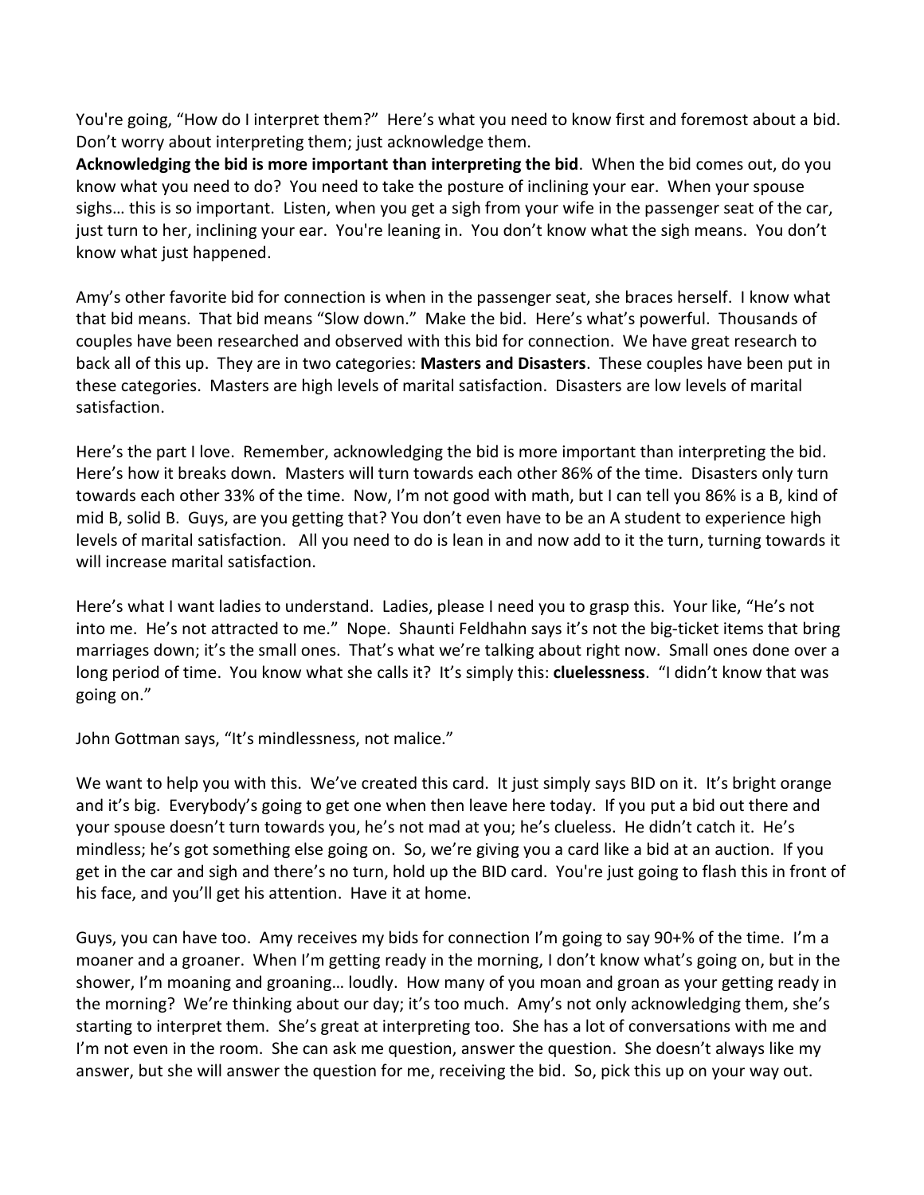You're going, "How do I interpret them?" Here's what you need to know first and foremost about a bid. Don't worry about interpreting them; just acknowledge them.

**Acknowledging the bid is more important than interpreting the bid**. When the bid comes out, do you know what you need to do? You need to take the posture of inclining your ear. When your spouse sighs… this is so important. Listen, when you get a sigh from your wife in the passenger seat of the car, just turn to her, inclining your ear. You're leaning in. You don't know what the sigh means. You don't know what just happened.

Amy's other favorite bid for connection is when in the passenger seat, she braces herself. I know what that bid means. That bid means "Slow down." Make the bid. Here's what's powerful. Thousands of couples have been researched and observed with this bid for connection. We have great research to back all of this up. They are in two categories: **Masters and Disasters**. These couples have been put in these categories. Masters are high levels of marital satisfaction. Disasters are low levels of marital satisfaction.

Here's the part I love. Remember, acknowledging the bid is more important than interpreting the bid. Here's how it breaks down. Masters will turn towards each other 86% of the time. Disasters only turn towards each other 33% of the time. Now, I'm not good with math, but I can tell you 86% is a B, kind of mid B, solid B. Guys, are you getting that? You don't even have to be an A student to experience high levels of marital satisfaction. All you need to do is lean in and now add to it the turn, turning towards it will increase marital satisfaction.

Here's what I want ladies to understand. Ladies, please I need you to grasp this. Your like, "He's not into me. He's not attracted to me." Nope. Shaunti Feldhahn says it's not the big-ticket items that bring marriages down; it's the small ones. That's what we're talking about right now. Small ones done over a long period of time. You know what she calls it? It's simply this: **cluelessness**. "I didn't know that was going on."

John Gottman says, "It's mindlessness, not malice."

We want to help you with this. We've created this card. It just simply says BID on it. It's bright orange and it's big. Everybody's going to get one when then leave here today. If you put a bid out there and your spouse doesn't turn towards you, he's not mad at you; he's clueless. He didn't catch it. He's mindless; he's got something else going on. So, we're giving you a card like a bid at an auction. If you get in the car and sigh and there's no turn, hold up the BID card. You're just going to flash this in front of his face, and you'll get his attention. Have it at home.

Guys, you can have too. Amy receives my bids for connection I'm going to say 90+% of the time. I'm a moaner and a groaner. When I'm getting ready in the morning, I don't know what's going on, but in the shower, I'm moaning and groaning… loudly. How many of you moan and groan as your getting ready in the morning? We're thinking about our day; it's too much. Amy's not only acknowledging them, she's starting to interpret them. She's great at interpreting too. She has a lot of conversations with me and I'm not even in the room. She can ask me question, answer the question. She doesn't always like my answer, but she will answer the question for me, receiving the bid. So, pick this up on your way out.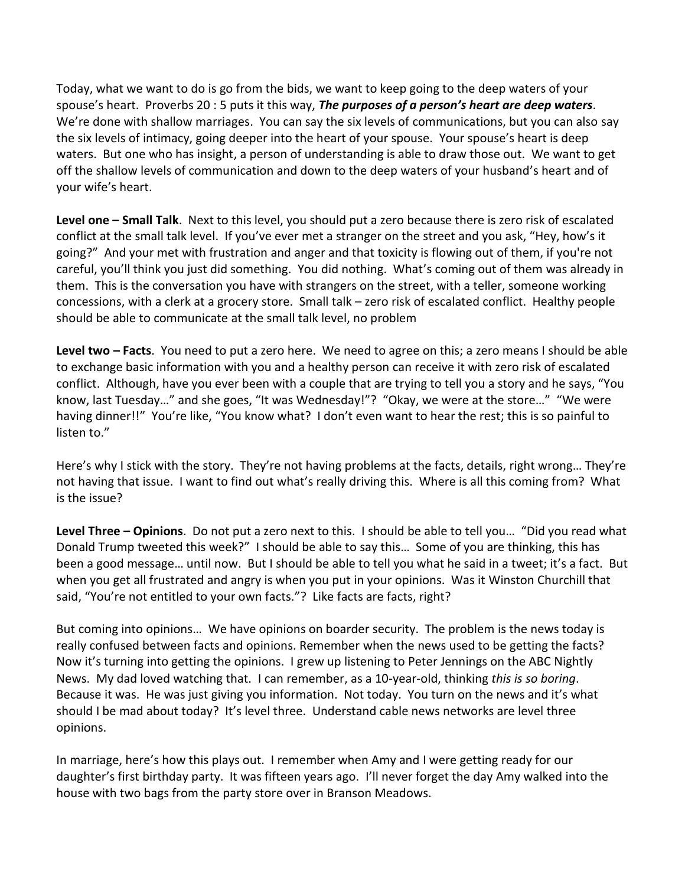Today, what we want to do is go from the bids, we want to keep going to the deep waters of your spouse's heart. Proverbs 20 : 5 puts it this way, ***The purposes of a person's heart are deep waters***. We're done with shallow marriages. You can say the six levels of communications, but you can also say the six levels of intimacy, going deeper into the heart of your spouse. Your spouse's heart is deep waters. But one who has insight, a person of understanding is able to draw those out. We want to get off the shallow levels of communication and down to the deep waters of your husband's heart and of your wife's heart.

**Level one – Small Talk**. Next to this level, you should put a zero because there is zero risk of escalated conflict at the small talk level. If you've ever met a stranger on the street and you ask, "Hey, how's it going?" And your met with frustration and anger and that toxicity is flowing out of them, if you're not careful, you'll think you just did something. You did nothing. What's coming out of them was already in them. This is the conversation you have with strangers on the street, with a teller, someone working concessions, with a clerk at a grocery store. Small talk – zero risk of escalated conflict. Healthy people should be able to communicate at the small talk level, no problem

**Level two – Facts**. You need to put a zero here. We need to agree on this; a zero means I should be able to exchange basic information with you and a healthy person can receive it with zero risk of escalated conflict. Although, have you ever been with a couple that are trying to tell you a story and he says, "You know, last Tuesday…" and she goes, "It was Wednesday!"? "Okay, we were at the store…" "We were having dinner!!" You're like, "You know what? I don't even want to hear the rest; this is so painful to listen to."

Here's why I stick with the story. They're not having problems at the facts, details, right wrong… They're not having that issue. I want to find out what's really driving this. Where is all this coming from? What is the issue?

**Level Three – Opinions**. Do not put a zero next to this. I should be able to tell you… "Did you read what Donald Trump tweeted this week?" I should be able to say this… Some of you are thinking, this has been a good message… until now. But I should be able to tell you what he said in a tweet; it's a fact. But when you get all frustrated and angry is when you put in your opinions. Was it Winston Churchill that said, "You're not entitled to your own facts."? Like facts are facts, right?

But coming into opinions… We have opinions on boarder security. The problem is the news today is really confused between facts and opinions. Remember when the news used to be getting the facts? Now it's turning into getting the opinions. I grew up listening to Peter Jennings on the ABC Nightly News. My dad loved watching that. I can remember, as a 10-year-old, thinking *this is so boring*. Because it was. He was just giving you information. Not today. You turn on the news and it's what should I be mad about today? It's level three. Understand cable news networks are level three opinions.

In marriage, here's how this plays out. I remember when Amy and I were getting ready for our daughter's first birthday party. It was fifteen years ago. I'll never forget the day Amy walked into the house with two bags from the party store over in Branson Meadows.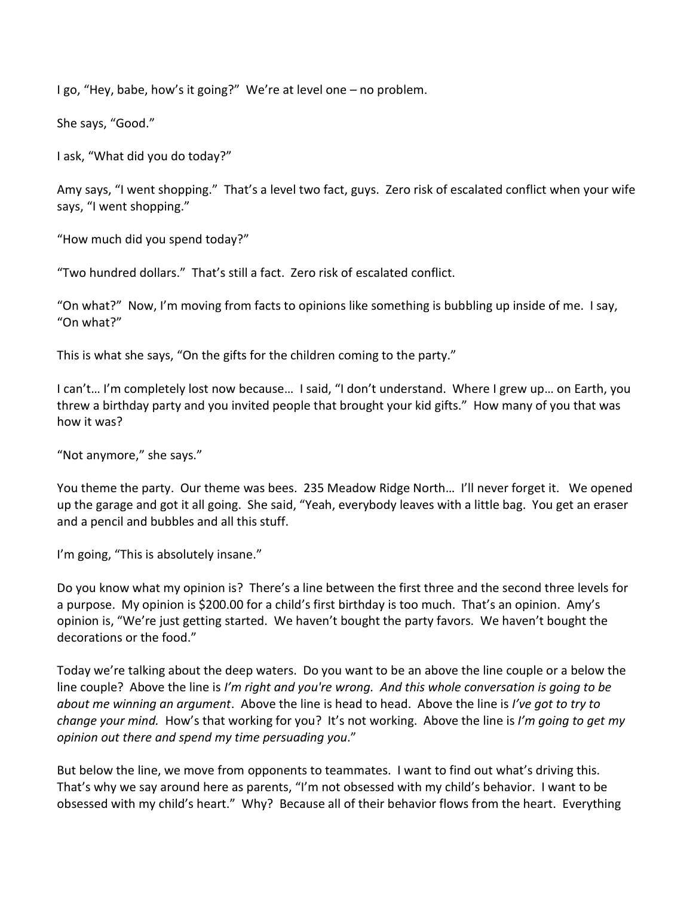I go, “Hey, babe, how’s it going?” We’re at level one – no problem.

She says, “Good.”

I ask, “What did you do today?”

Amy says, “I went shopping.” That’s a level two fact, guys. Zero risk of escalated conflict when your wife says, “I went shopping.”

“How much did you spend today?”

“Two hundred dollars.” That’s still a fact. Zero risk of escalated conflict.

“On what?” Now, I’m moving from facts to opinions like something is bubbling up inside of me. I say, “On what?”

This is what she says, “On the gifts for the children coming to the party.”

I can’t… I’m completely lost now because… I said, “I don’t understand. Where I grew up… on Earth, you threw a birthday party and you invited people that brought your kid gifts.” How many of you that was how it was?

“Not anymore,” she says.”

You theme the party. Our theme was bees. 235 Meadow Ridge North… I’ll never forget it. We opened up the garage and got it all going. She said, “Yeah, everybody leaves with a little bag. You get an eraser and a pencil and bubbles and all this stuff.

I’m going, “This is absolutely insane.”

Do you know what my opinion is? There’s a line between the first three and the second three levels for a purpose. My opinion is $200.00 for a child’s first birthday is too much. That’s an opinion. Amy’s opinion is, “We’re just getting started. We haven’t bought the party favors. We haven’t bought the decorations or the food.”

Today we’re talking about the deep waters. Do you want to be an above the line couple or a below the line couple? Above the line is *I’m right and you're wrong. And this whole conversation is going to be about me winning an argument*. Above the line is head to head. Above the line is *I’ve got to try to change your mind.* How’s that working for you? It’s not working. Above the line is *I’m going to get my opinion out there and spend my time persuading you*.”

But below the line, we move from opponents to teammates. I want to find out what’s driving this. That’s why we say around here as parents, “I’m not obsessed with my child’s behavior. I want to be obsessed with my child’s heart.” Why? Because all of their behavior flows from the heart. Everything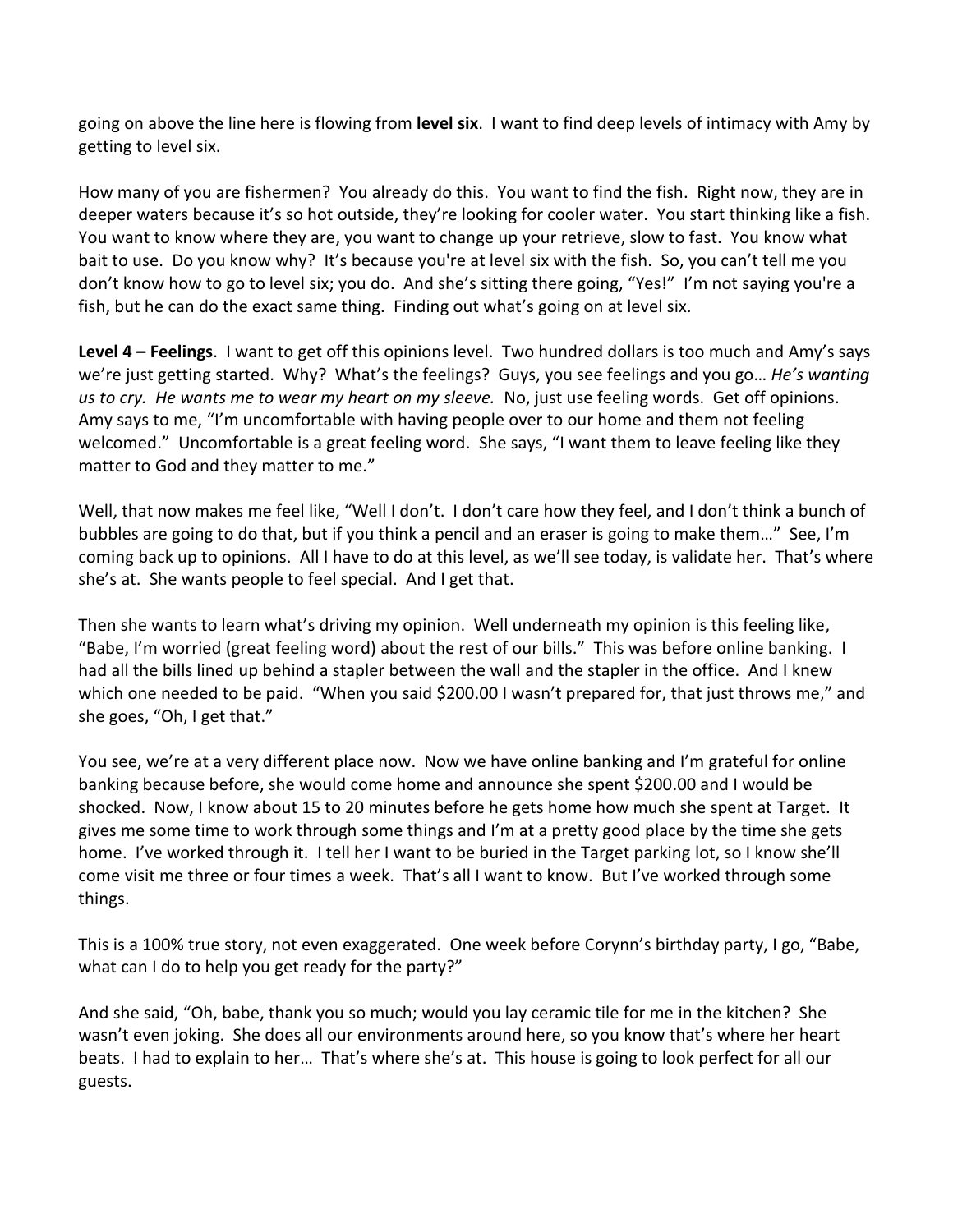going on above the line here is flowing from **level six**. I want to find deep levels of intimacy with Amy by getting to level six.

How many of you are fishermen? You already do this. You want to find the fish. Right now, they are in deeper waters because it's so hot outside, they're looking for cooler water. You start thinking like a fish. You want to know where they are, you want to change up your retrieve, slow to fast. You know what bait to use. Do you know why? It's because you're at level six with the fish. So, you can't tell me you don't know how to go to level six; you do. And she's sitting there going, "Yes!" I'm not saying you're a fish, but he can do the exact same thing. Finding out what's going on at level six.

**Level 4 – Feelings**. I want to get off this opinions level. Two hundred dollars is too much and Amy's says we're just getting started. Why? What's the feelings? Guys, you see feelings and you go… *He's wanting us to cry. He wants me to wear my heart on my sleeve.* No, just use feeling words. Get off opinions. Amy says to me, "I'm uncomfortable with having people over to our home and them not feeling welcomed." Uncomfortable is a great feeling word. She says, "I want them to leave feeling like they matter to God and they matter to me."

Well, that now makes me feel like, "Well I don't. I don't care how they feel, and I don't think a bunch of bubbles are going to do that, but if you think a pencil and an eraser is going to make them…" See, I'm coming back up to opinions. All I have to do at this level, as we'll see today, is validate her. That's where she's at. She wants people to feel special. And I get that.

Then she wants to learn what's driving my opinion. Well underneath my opinion is this feeling like, "Babe, I'm worried (great feeling word) about the rest of our bills." This was before online banking. I had all the bills lined up behind a stapler between the wall and the stapler in the office. And I knew which one needed to be paid. "When you said $200.00 I wasn't prepared for, that just throws me," and she goes, "Oh, I get that."

You see, we're at a very different place now. Now we have online banking and I'm grateful for online banking because before, she would come home and announce she spent $200.00 and I would be shocked. Now, I know about 15 to 20 minutes before he gets home how much she spent at Target. It gives me some time to work through some things and I'm at a pretty good place by the time she gets home. I've worked through it. I tell her I want to be buried in the Target parking lot, so I know she'll come visit me three or four times a week. That's all I want to know. But I've worked through some things.

This is a 100% true story, not even exaggerated. One week before Corynn's birthday party, I go, "Babe, what can I do to help you get ready for the party?"

And she said, "Oh, babe, thank you so much; would you lay ceramic tile for me in the kitchen? She wasn't even joking. She does all our environments around here, so you know that's where her heart beats. I had to explain to her… That's where she's at. This house is going to look perfect for all our guests.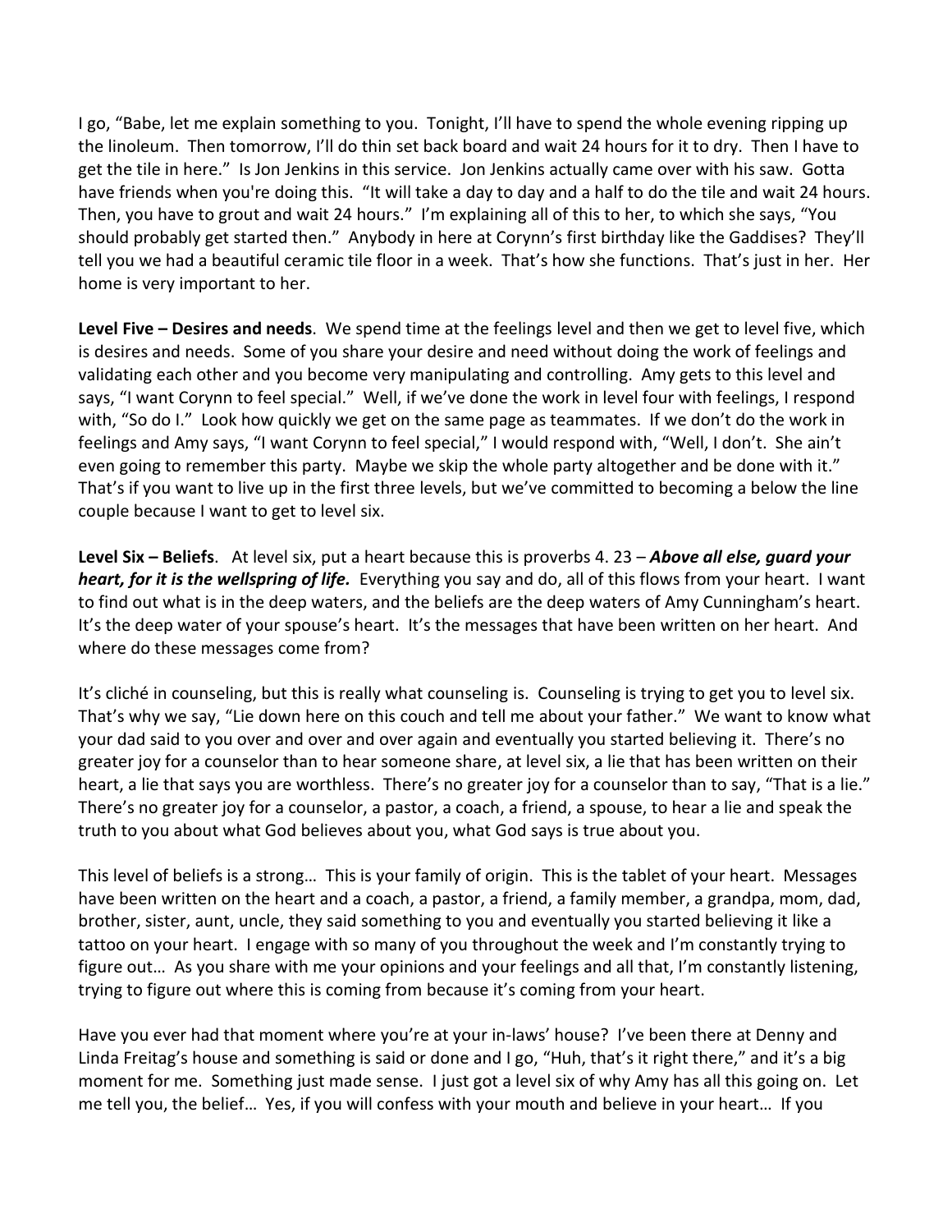I go, "Babe, let me explain something to you. Tonight, I'll have to spend the whole evening ripping up the linoleum. Then tomorrow, I'll do thin set back board and wait 24 hours for it to dry. Then I have to get the tile in here." Is Jon Jenkins in this service. Jon Jenkins actually came over with his saw. Gotta have friends when you're doing this. "It will take a day to day and a half to do the tile and wait 24 hours. Then, you have to grout and wait 24 hours." I'm explaining all of this to her, to which she says, "You should probably get started then." Anybody in here at Corynn's first birthday like the Gaddises? They'll tell you we had a beautiful ceramic tile floor in a week. That's how she functions. That's just in her. Her home is very important to her.

**Level Five – Desires and needs**. We spend time at the feelings level and then we get to level five, which is desires and needs. Some of you share your desire and need without doing the work of feelings and validating each other and you become very manipulating and controlling. Amy gets to this level and says, "I want Corynn to feel special." Well, if we've done the work in level four with feelings, I respond with, "So do I." Look how quickly we get on the same page as teammates. If we don't do the work in feelings and Amy says, "I want Corynn to feel special," I would respond with, "Well, I don't. She ain't even going to remember this party. Maybe we skip the whole party altogether and be done with it." That's if you want to live up in the first three levels, but we've committed to becoming a below the line couple because I want to get to level six.

**Level Six – Beliefs**. At level six, put a heart because this is proverbs 4. 23 – ***Above all else, guard your heart, for it is the wellspring of life.*** Everything you say and do, all of this flows from your heart. I want to find out what is in the deep waters, and the beliefs are the deep waters of Amy Cunningham's heart. It's the deep water of your spouse's heart. It's the messages that have been written on her heart. And where do these messages come from?

It's cliché in counseling, but this is really what counseling is. Counseling is trying to get you to level six. That's why we say, "Lie down here on this couch and tell me about your father." We want to know what your dad said to you over and over and over again and eventually you started believing it. There's no greater joy for a counselor than to hear someone share, at level six, a lie that has been written on their heart, a lie that says you are worthless. There's no greater joy for a counselor than to say, "That is a lie." There's no greater joy for a counselor, a pastor, a coach, a friend, a spouse, to hear a lie and speak the truth to you about what God believes about you, what God says is true about you.

This level of beliefs is a strong… This is your family of origin. This is the tablet of your heart. Messages have been written on the heart and a coach, a pastor, a friend, a family member, a grandpa, mom, dad, brother, sister, aunt, uncle, they said something to you and eventually you started believing it like a tattoo on your heart. I engage with so many of you throughout the week and I'm constantly trying to figure out… As you share with me your opinions and your feelings and all that, I'm constantly listening, trying to figure out where this is coming from because it's coming from your heart.

Have you ever had that moment where you're at your in-laws' house? I've been there at Denny and Linda Freitag's house and something is said or done and I go, "Huh, that's it right there," and it's a big moment for me. Something just made sense. I just got a level six of why Amy has all this going on. Let me tell you, the belief… Yes, if you will confess with your mouth and believe in your heart… If you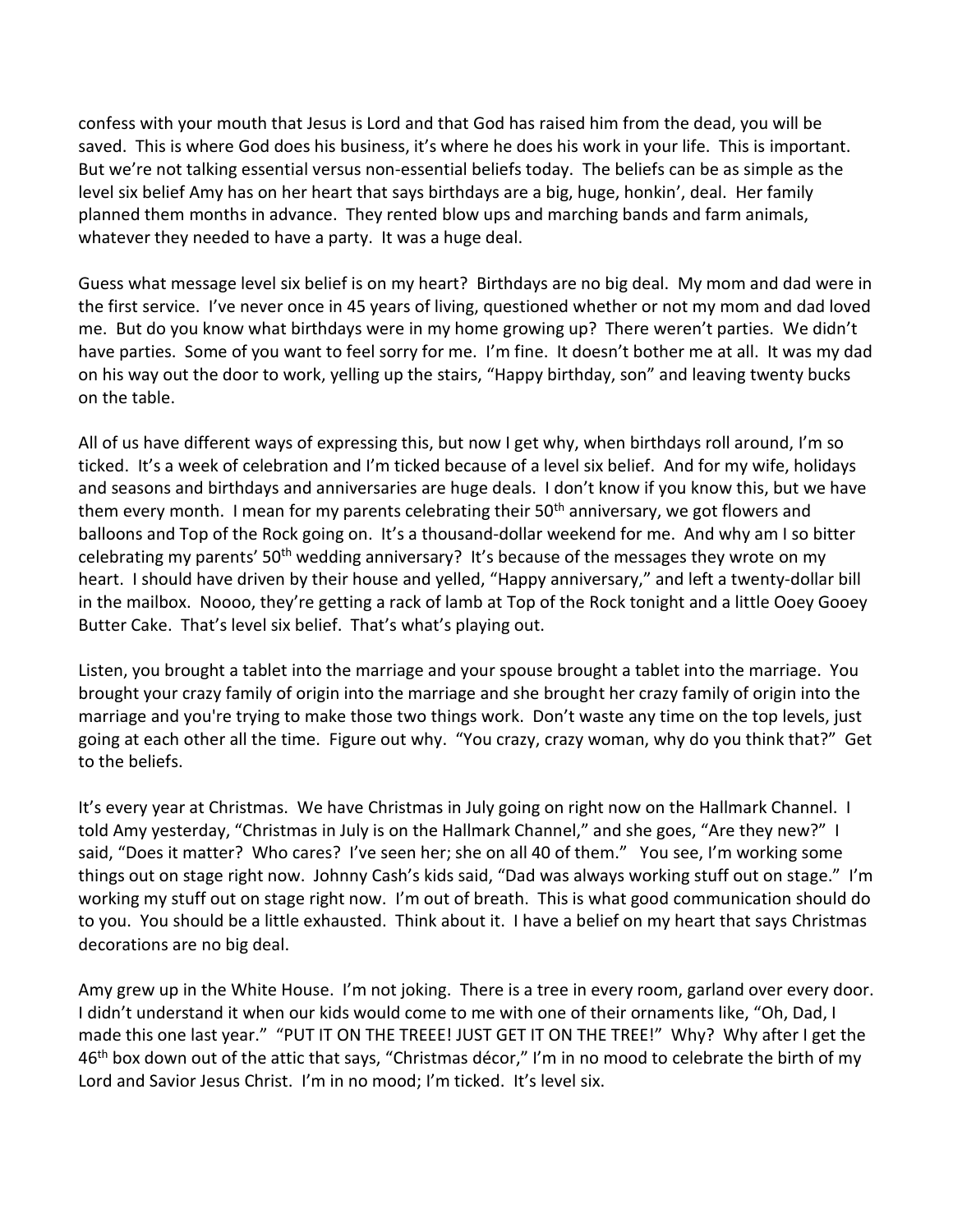confess with your mouth that Jesus is Lord and that God has raised him from the dead, you will be saved. This is where God does his business, it's where he does his work in your life. This is important. But we're not talking essential versus non-essential beliefs today. The beliefs can be as simple as the level six belief Amy has on her heart that says birthdays are a big, huge, honkin', deal. Her family planned them months in advance. They rented blow ups and marching bands and farm animals, whatever they needed to have a party. It was a huge deal.

Guess what message level six belief is on my heart? Birthdays are no big deal. My mom and dad were in the first service. I've never once in 45 years of living, questioned whether or not my mom and dad loved me. But do you know what birthdays were in my home growing up? There weren't parties. We didn't have parties. Some of you want to feel sorry for me. I'm fine. It doesn't bother me at all. It was my dad on his way out the door to work, yelling up the stairs, "Happy birthday, son" and leaving twenty bucks on the table.

All of us have different ways of expressing this, but now I get why, when birthdays roll around, I'm so ticked. It's a week of celebration and I'm ticked because of a level six belief. And for my wife, holidays and seasons and birthdays and anniversaries are huge deals. I don't know if you know this, but we have them every month. I mean for my parents celebrating their 50th anniversary, we got flowers and balloons and Top of the Rock going on. It's a thousand-dollar weekend for me. And why am I so bitter celebrating my parents' 50th wedding anniversary? It's because of the messages they wrote on my heart. I should have driven by their house and yelled, "Happy anniversary," and left a twenty-dollar bill in the mailbox. Noooo, they're getting a rack of lamb at Top of the Rock tonight and a little Ooey Gooey Butter Cake. That's level six belief. That's what's playing out.

Listen, you brought a tablet into the marriage and your spouse brought a tablet into the marriage. You brought your crazy family of origin into the marriage and she brought her crazy family of origin into the marriage and you're trying to make those two things work. Don't waste any time on the top levels, just going at each other all the time. Figure out why. "You crazy, crazy woman, why do you think that?" Get to the beliefs.

It's every year at Christmas. We have Christmas in July going on right now on the Hallmark Channel. I told Amy yesterday, "Christmas in July is on the Hallmark Channel," and she goes, "Are they new?" I said, "Does it matter? Who cares? I've seen her; she on all 40 of them." You see, I'm working some things out on stage right now. Johnny Cash's kids said, "Dad was always working stuff out on stage." I'm working my stuff out on stage right now. I'm out of breath. This is what good communication should do to you. You should be a little exhausted. Think about it. I have a belief on my heart that says Christmas decorations are no big deal.

Amy grew up in the White House. I'm not joking. There is a tree in every room, garland over every door. I didn't understand it when our kids would come to me with one of their ornaments like, "Oh, Dad, I made this one last year." "PUT IT ON THE TREEE! JUST GET IT ON THE TREE!" Why? Why after I get the 46th box down out of the attic that says, "Christmas décor," I'm in no mood to celebrate the birth of my Lord and Savior Jesus Christ. I'm in no mood; I'm ticked. It's level six.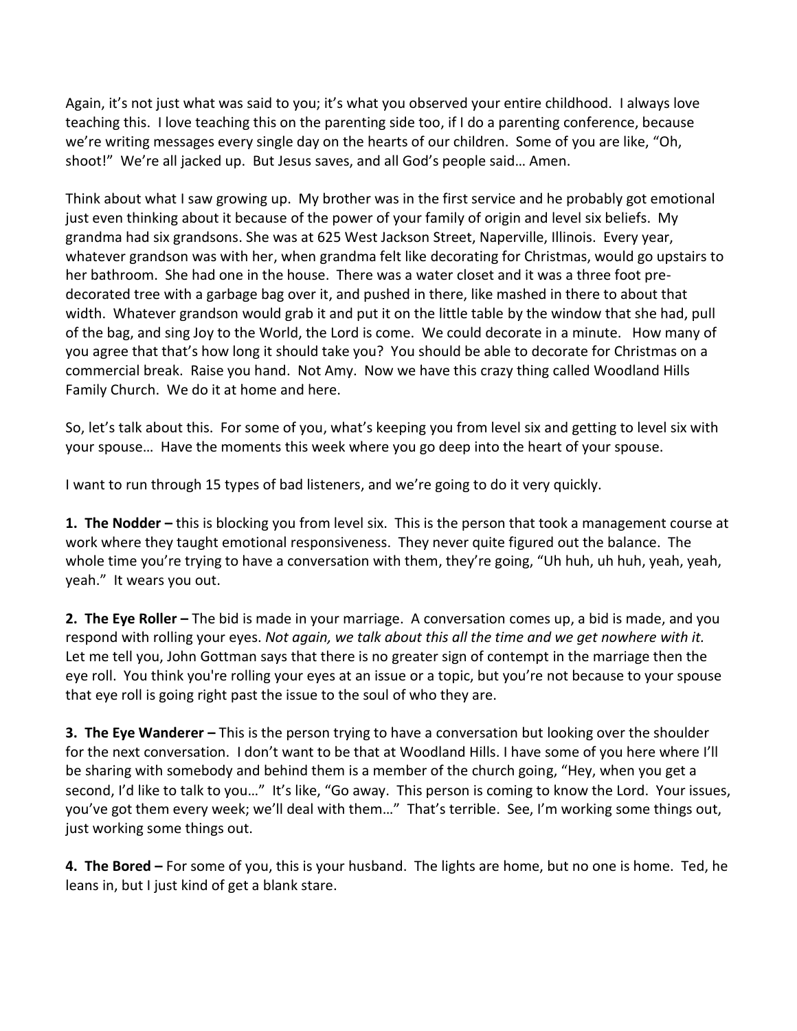Again, it's not just what was said to you; it's what you observed your entire childhood. I always love teaching this. I love teaching this on the parenting side too, if I do a parenting conference, because we're writing messages every single day on the hearts of our children. Some of you are like, "Oh, shoot!" We're all jacked up. But Jesus saves, and all God's people said… Amen.

Think about what I saw growing up. My brother was in the first service and he probably got emotional just even thinking about it because of the power of your family of origin and level six beliefs. My grandma had six grandsons. She was at 625 West Jackson Street, Naperville, Illinois. Every year, whatever grandson was with her, when grandma felt like decorating for Christmas, would go upstairs to her bathroom. She had one in the house. There was a water closet and it was a three foot pre-decorated tree with a garbage bag over it, and pushed in there, like mashed in there to about that width. Whatever grandson would grab it and put it on the little table by the window that she had, pull of the bag, and sing Joy to the World, the Lord is come. We could decorate in a minute. How many of you agree that that's how long it should take you? You should be able to decorate for Christmas on a commercial break. Raise you hand. Not Amy. Now we have this crazy thing called Woodland Hills Family Church. We do it at home and here.

So, let's talk about this. For some of you, what's keeping you from level six and getting to level six with your spouse… Have the moments this week where you go deep into the heart of your spouse.

I want to run through 15 types of bad listeners, and we're going to do it very quickly.

**1. The Nodder –** this is blocking you from level six. This is the person that took a management course at work where they taught emotional responsiveness. They never quite figured out the balance. The whole time you're trying to have a conversation with them, they're going, "Uh huh, uh huh, yeah, yeah, yeah." It wears you out.

**2. The Eye Roller –** The bid is made in your marriage. A conversation comes up, a bid is made, and you respond with rolling your eyes. *Not again, we talk about this all the time and we get nowhere with it.* Let me tell you, John Gottman says that there is no greater sign of contempt in the marriage then the eye roll. You think you're rolling your eyes at an issue or a topic, but you're not because to your spouse that eye roll is going right past the issue to the soul of who they are.

**3. The Eye Wanderer –** This is the person trying to have a conversation but looking over the shoulder for the next conversation. I don't want to be that at Woodland Hills. I have some of you here where I'll be sharing with somebody and behind them is a member of the church going, "Hey, when you get a second, I'd like to talk to you…" It's like, "Go away. This person is coming to know the Lord. Your issues, you've got them every week; we'll deal with them…" That's terrible. See, I'm working some things out, just working some things out.

**4. The Bored –** For some of you, this is your husband. The lights are home, but no one is home. Ted, he leans in, but I just kind of get a blank stare.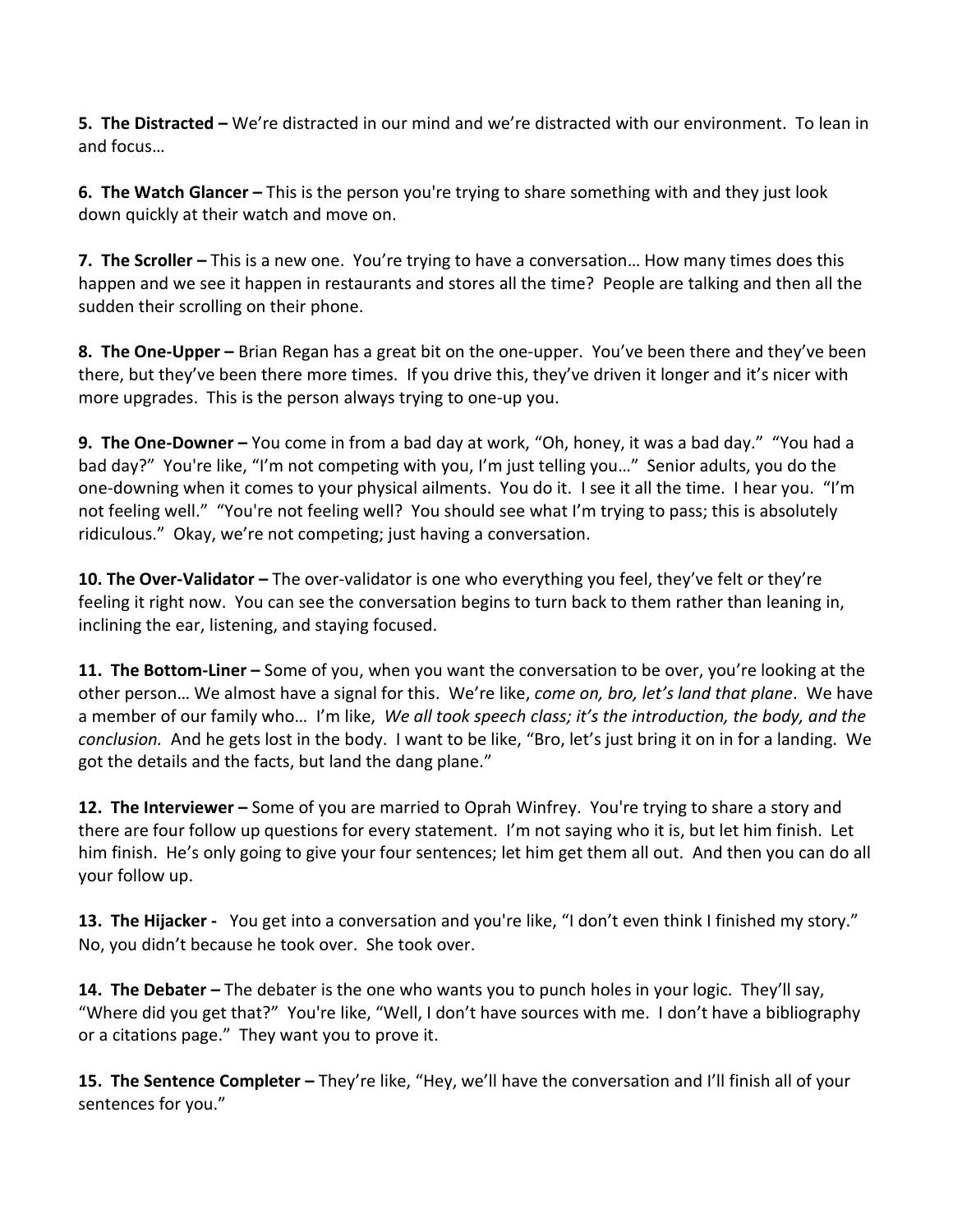**5. The Distracted –** We're distracted in our mind and we're distracted with our environment. To lean in and focus…

**6. The Watch Glancer –** This is the person you're trying to share something with and they just look down quickly at their watch and move on.

**7. The Scroller –** This is a new one. You're trying to have a conversation… How many times does this happen and we see it happen in restaurants and stores all the time? People are talking and then all the sudden their scrolling on their phone.

**8. The One-Upper –** Brian Regan has a great bit on the one-upper. You've been there and they've been there, but they've been there more times. If you drive this, they've driven it longer and it's nicer with more upgrades. This is the person always trying to one-up you.

**9. The One-Downer –** You come in from a bad day at work, "Oh, honey, it was a bad day." "You had a bad day?" You're like, "I'm not competing with you, I'm just telling you…" Senior adults, you do the one-downing when it comes to your physical ailments. You do it. I see it all the time. I hear you. "I'm not feeling well." "You're not feeling well? You should see what I'm trying to pass; this is absolutely ridiculous." Okay, we're not competing; just having a conversation.

**10. The Over-Validator –** The over-validator is one who everything you feel, they've felt or they're feeling it right now. You can see the conversation begins to turn back to them rather than leaning in, inclining the ear, listening, and staying focused.

**11. The Bottom-Liner –** Some of you, when you want the conversation to be over, you're looking at the other person… We almost have a signal for this. We're like, *come on, bro, let's land that plane*. We have a member of our family who… I'm like, *We all took speech class; it's the introduction, the body, and the conclusion.* And he gets lost in the body. I want to be like, "Bro, let's just bring it on in for a landing. We got the details and the facts, but land the dang plane."

**12. The Interviewer –** Some of you are married to Oprah Winfrey. You're trying to share a story and there are four follow up questions for every statement. I'm not saying who it is, but let him finish. Let him finish. He's only going to give your four sentences; let him get them all out. And then you can do all your follow up.

**13. The Hijacker -** You get into a conversation and you're like, "I don't even think I finished my story." No, you didn't because he took over. She took over.

**14. The Debater –** The debater is the one who wants you to punch holes in your logic. They'll say, "Where did you get that?" You're like, "Well, I don't have sources with me. I don't have a bibliography or a citations page." They want you to prove it.

**15. The Sentence Completer –** They're like, "Hey, we'll have the conversation and I'll finish all of your sentences for you."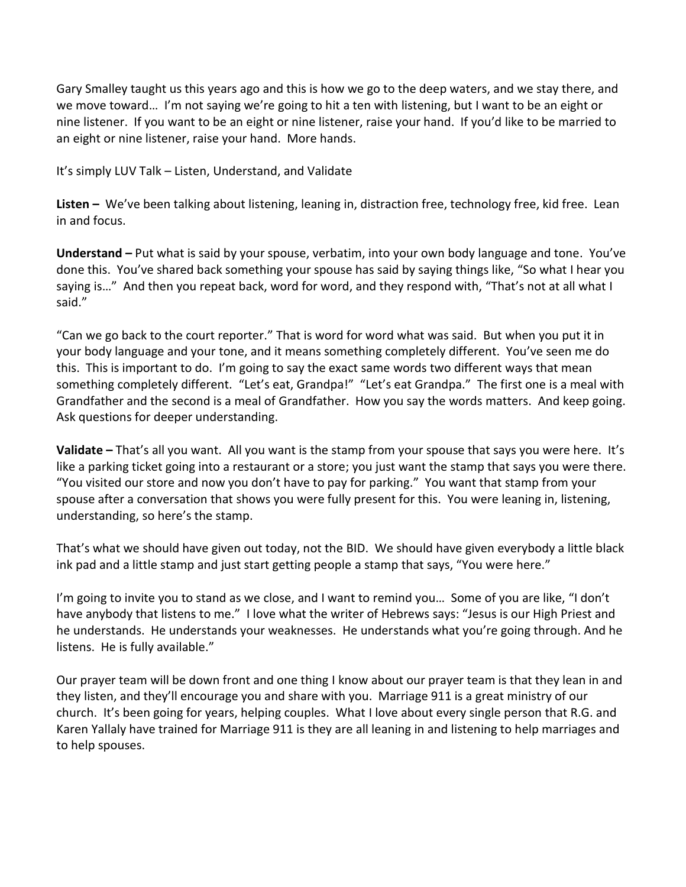Gary Smalley taught us this years ago and this is how we go to the deep waters, and we stay there, and we move toward… I'm not saying we're going to hit a ten with listening, but I want to be an eight or nine listener. If you want to be an eight or nine listener, raise your hand. If you'd like to be married to an eight or nine listener, raise your hand. More hands.

It's simply LUV Talk – Listen, Understand, and Validate

**Listen –** We've been talking about listening, leaning in, distraction free, technology free, kid free. Lean in and focus.

**Understand –** Put what is said by your spouse, verbatim, into your own body language and tone. You've done this. You've shared back something your spouse has said by saying things like, "So what I hear you saying is…" And then you repeat back, word for word, and they respond with, "That's not at all what I said."

"Can we go back to the court reporter." That is word for word what was said. But when you put it in your body language and your tone, and it means something completely different. You've seen me do this. This is important to do. I'm going to say the exact same words two different ways that mean something completely different. "Let's eat, Grandpa!" "Let's eat Grandpa." The first one is a meal with Grandfather and the second is a meal of Grandfather. How you say the words matters. And keep going. Ask questions for deeper understanding.

**Validate –** That's all you want. All you want is the stamp from your spouse that says you were here. It's like a parking ticket going into a restaurant or a store; you just want the stamp that says you were there. "You visited our store and now you don't have to pay for parking." You want that stamp from your spouse after a conversation that shows you were fully present for this. You were leaning in, listening, understanding, so here's the stamp.

That's what we should have given out today, not the BID. We should have given everybody a little black ink pad and a little stamp and just start getting people a stamp that says, "You were here."

I'm going to invite you to stand as we close, and I want to remind you… Some of you are like, "I don't have anybody that listens to me." I love what the writer of Hebrews says: "Jesus is our High Priest and he understands. He understands your weaknesses. He understands what you're going through. And he listens. He is fully available."

Our prayer team will be down front and one thing I know about our prayer team is that they lean in and they listen, and they'll encourage you and share with you. Marriage 911 is a great ministry of our church. It's been going for years, helping couples. What I love about every single person that R.G. and Karen Yallaly have trained for Marriage 911 is they are all leaning in and listening to help marriages and to help spouses.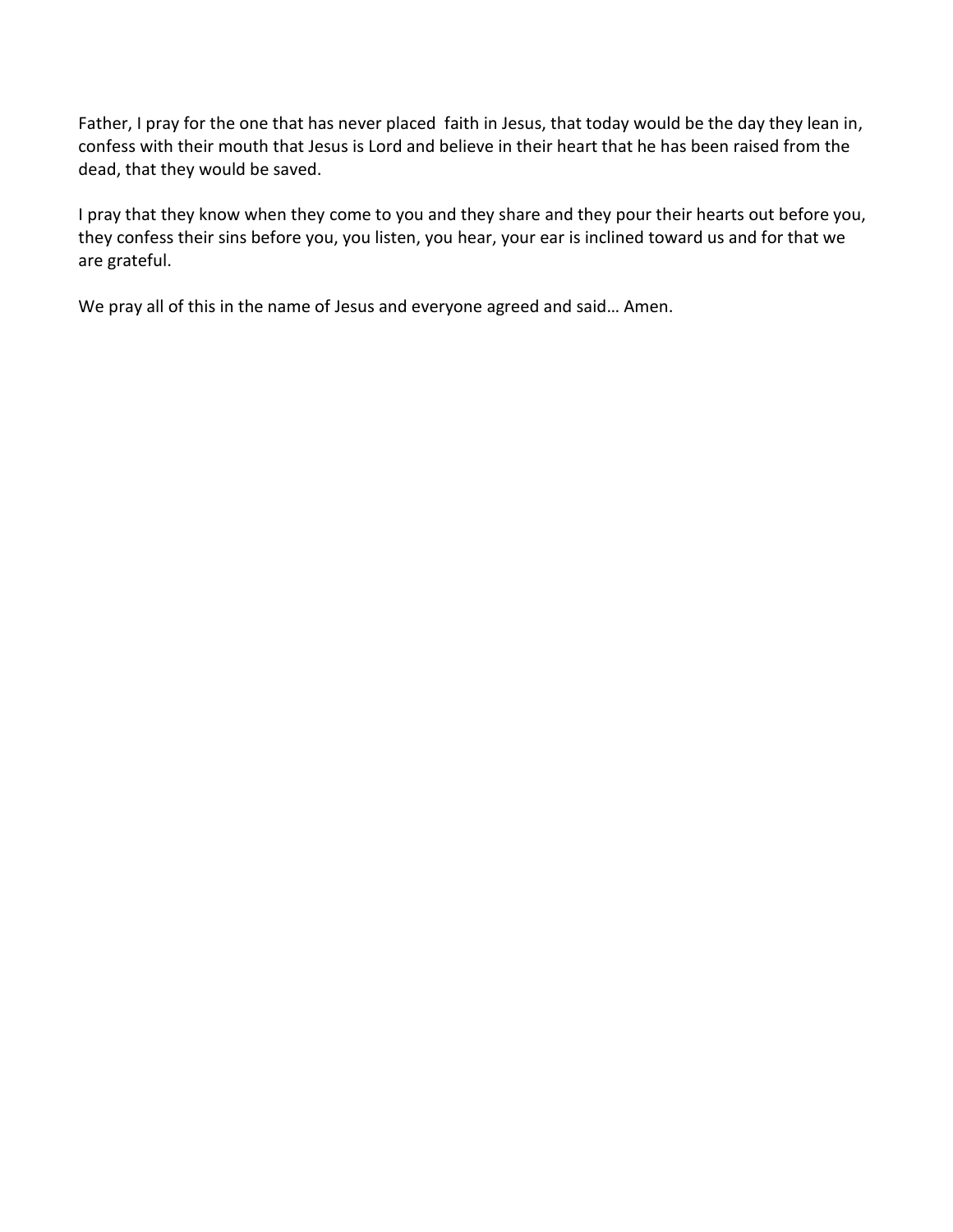Father, I pray for the one that has never placed faith in Jesus, that today would be the day they lean in, confess with their mouth that Jesus is Lord and believe in their heart that he has been raised from the dead, that they would be saved.

I pray that they know when they come to you and they share and they pour their hearts out before you, they confess their sins before you, you listen, you hear, your ear is inclined toward us and for that we are grateful.

We pray all of this in the name of Jesus and everyone agreed and said… Amen.